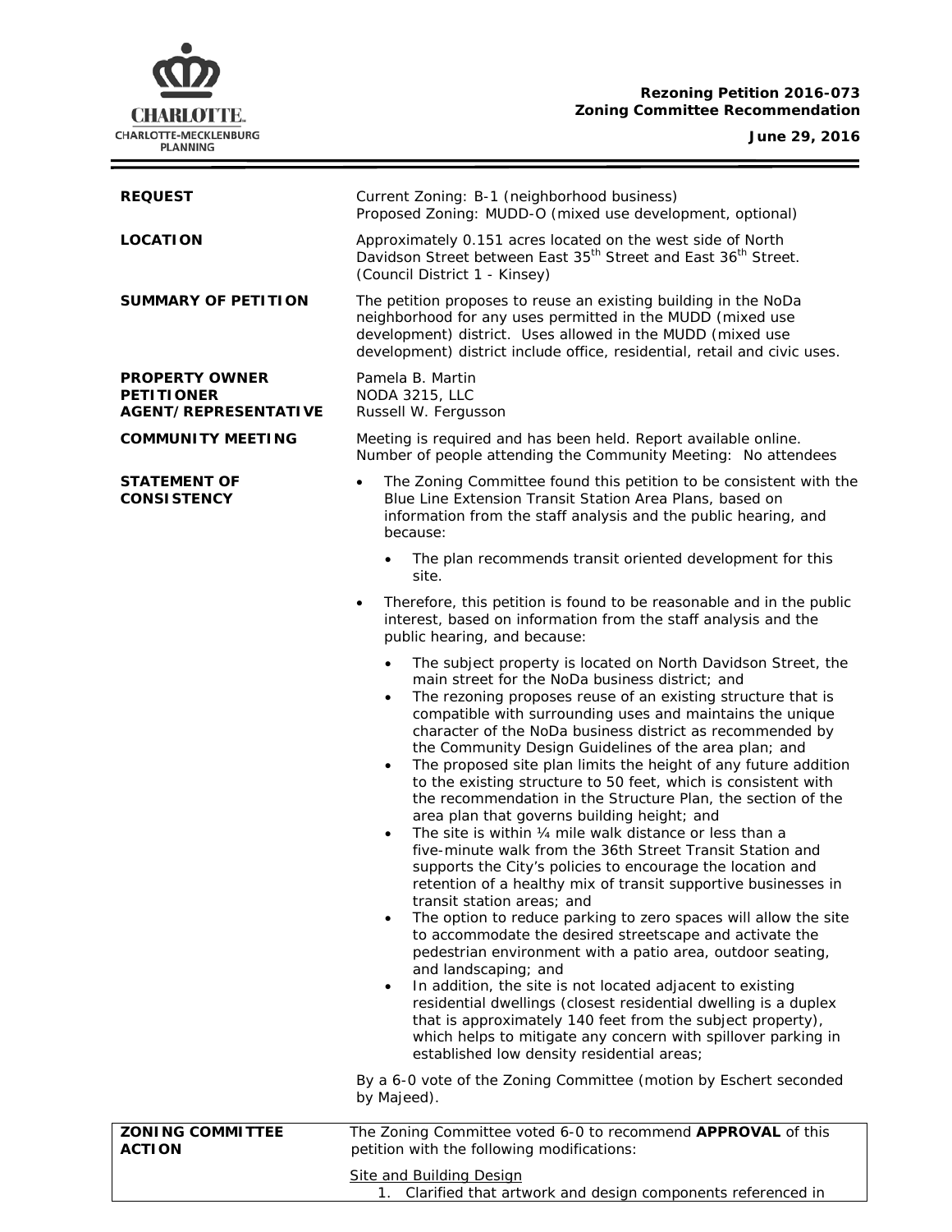**Rezoning Petition 2016-073**
**Zoning Committee Recommendation**

**June 29, 2016**

**REQUEST**

Current Zoning: B-1 (neighborhood business)
Proposed Zoning: MUDD-O (mixed use development, optional)

**LOCATION**

Approximately 0.151 acres located on the west side of North Davidson Street between East 35th Street and East 36th Street. (Council District 1 - Kinsey)

**SUMMARY OF PETITION**

The petition proposes to reuse an existing building in the NoDa neighborhood for any uses permitted in the MUDD (mixed use development) district. Uses allowed in the MUDD (mixed use development) district include office, residential, retail and civic uses.

**PROPERTY OWNER**
**PETITIONER**
**AGENT/REPRESENTATIVE**

Pamela B. Martin
NODA 3215, LLC
Russell W. Fergusson

**COMMUNITY MEETING**

Meeting is required and has been held. Report available online.
Number of people attending the Community Meeting: No attendees

**STATEMENT OF CONSISTENCY**

- The Zoning Committee found this petition to be consistent with the Blue Line Extension Transit Station Area Plans, based on information from the staff analysis and the public hearing, and because:
  - The plan recommends transit oriented development for this site.
- Therefore, this petition is found to be reasonable and in the public interest, based on information from the staff analysis and the public hearing, and because:
  - The subject property is located on North Davidson Street, the main street for the NoDa business district; and
  - The rezoning proposes reuse of an existing structure that is compatible with surrounding uses and maintains the unique character of the NoDa business district as recommended by the Community Design Guidelines of the area plan; and
  - The proposed site plan limits the height of any future addition to the existing structure to 50 feet, which is consistent with the recommendation in the Structure Plan, the section of the area plan that governs building height; and
  - The site is within ¼ mile walk distance or less than a five-minute walk from the 36th Street Transit Station and supports the City's policies to encourage the location and retention of a healthy mix of transit supportive businesses in transit station areas; and
  - The option to reduce parking to zero spaces will allow the site to accommodate the desired streetscape and activate the pedestrian environment with a patio area, outdoor seating, and landscaping; and
  - In addition, the site is not located adjacent to existing residential dwellings (closest residential dwelling is a duplex that is approximately 140 feet from the subject property), which helps to mitigate any concern with spillover parking in established low density residential areas;

By a 6-0 vote of the Zoning Committee (motion by Eschert seconded by Majeed).

**ZONING COMMITTEE ACTION**

The Zoning Committee voted 6-0 to recommend **APPROVAL** of this petition with the following modifications:

Site and Building Design

1. Clarified that artwork and design components referenced in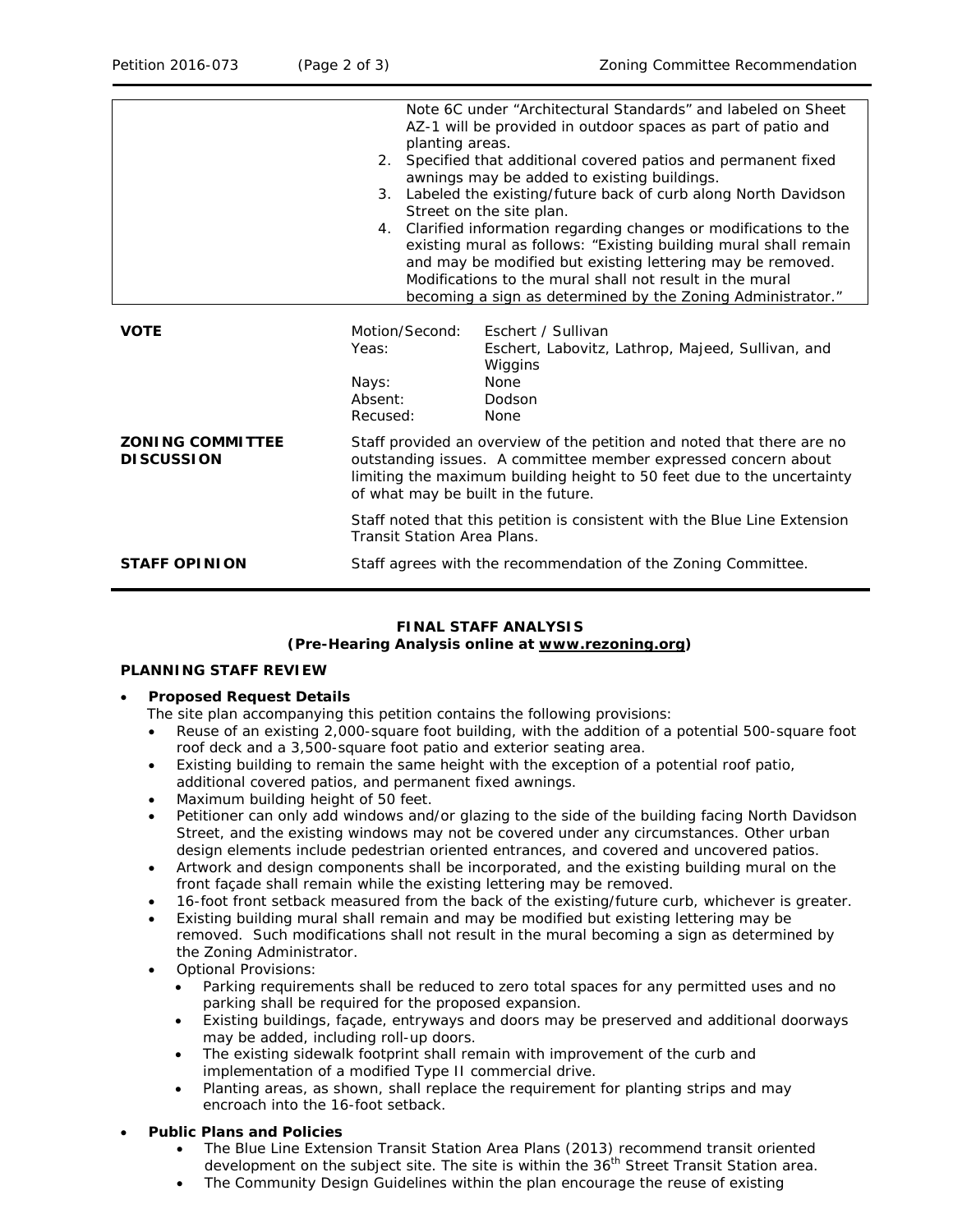| | Note 6C under "Architectural Standards" and labeled on Sheet AZ-1 will be provided in outdoor spaces as part of patio and planting areas.<br>2. Specified that additional covered patios and permanent fixed awnings may be added to existing buildings.<br>3. Labeled the existing/future back of curb along North Davidson Street on the site plan.<br>4. Clarified information regarding changes or modifications to the existing mural as follows: "Existing building mural shall remain and may be modified but existing lettering may be removed. Modifications to the mural shall not result in the mural becoming a sign as determined by the Zoning Administrator." |
|---|---|

| | | |
|---|---|---|
| **VOTE** | Motion/Second: | Eschert / Sullivan |
| | Yeas: | Eschert, Labovitz, Lathrop, Majeed, Sullivan, and Wiggins |
| | Nays: | None |
| | Absent: | Dodson |
| | Recused: | None |

**ZONING COMMITTEE DISCUSSION**

Staff provided an overview of the petition and noted that there are no outstanding issues. A committee member expressed concern about limiting the maximum building height to 50 feet due to the uncertainty of what may be built in the future.

Staff noted that this petition is consistent with the Blue Line Extension Transit Station Area Plans.

**STAFF OPINION**

Staff agrees with the recommendation of the Zoning Committee.

## FINAL STAFF ANALYSIS
### (Pre-Hearing Analysis online at www.rezoning.org)

**PLANNING STAFF REVIEW**

- **Proposed Request Details**
  The site plan accompanying this petition contains the following provisions:
  - Reuse of an existing 2,000-square foot building, with the addition of a potential 500-square foot roof deck and a 3,500-square foot patio and exterior seating area.
  - Existing building to remain the same height with the exception of a potential roof patio, additional covered patios, and permanent fixed awnings.
  - Maximum building height of 50 feet.
  - Petitioner can only add windows and/or glazing to the side of the building facing North Davidson Street, and the existing windows may not be covered under any circumstances. Other urban design elements include pedestrian oriented entrances, and covered and uncovered patios.
  - Artwork and design components shall be incorporated, and the existing building mural on the front façade shall remain while the existing lettering may be removed.
  - 16-foot front setback measured from the back of the existing/future curb, whichever is greater.
  - Existing building mural shall remain and may be modified but existing lettering may be removed. Such modifications shall not result in the mural becoming a sign as determined by the Zoning Administrator.
  - Optional Provisions:
    - Parking requirements shall be reduced to zero total spaces for any permitted uses and no parking shall be required for the proposed expansion.
    - Existing buildings, façade, entryways and doors may be preserved and additional doorways may be added, including roll-up doors.
    - The existing sidewalk footprint shall remain with improvement of the curb and implementation of a modified Type II commercial drive.
    - Planting areas, as shown, shall replace the requirement for planting strips and may encroach into the 16-foot setback.

- **Public Plans and Policies**
  - The Blue Line Extension Transit Station Area Plans (2013) recommend transit oriented development on the subject site. The site is within the 36th Street Transit Station area.
  - The Community Design Guidelines within the plan encourage the reuse of existing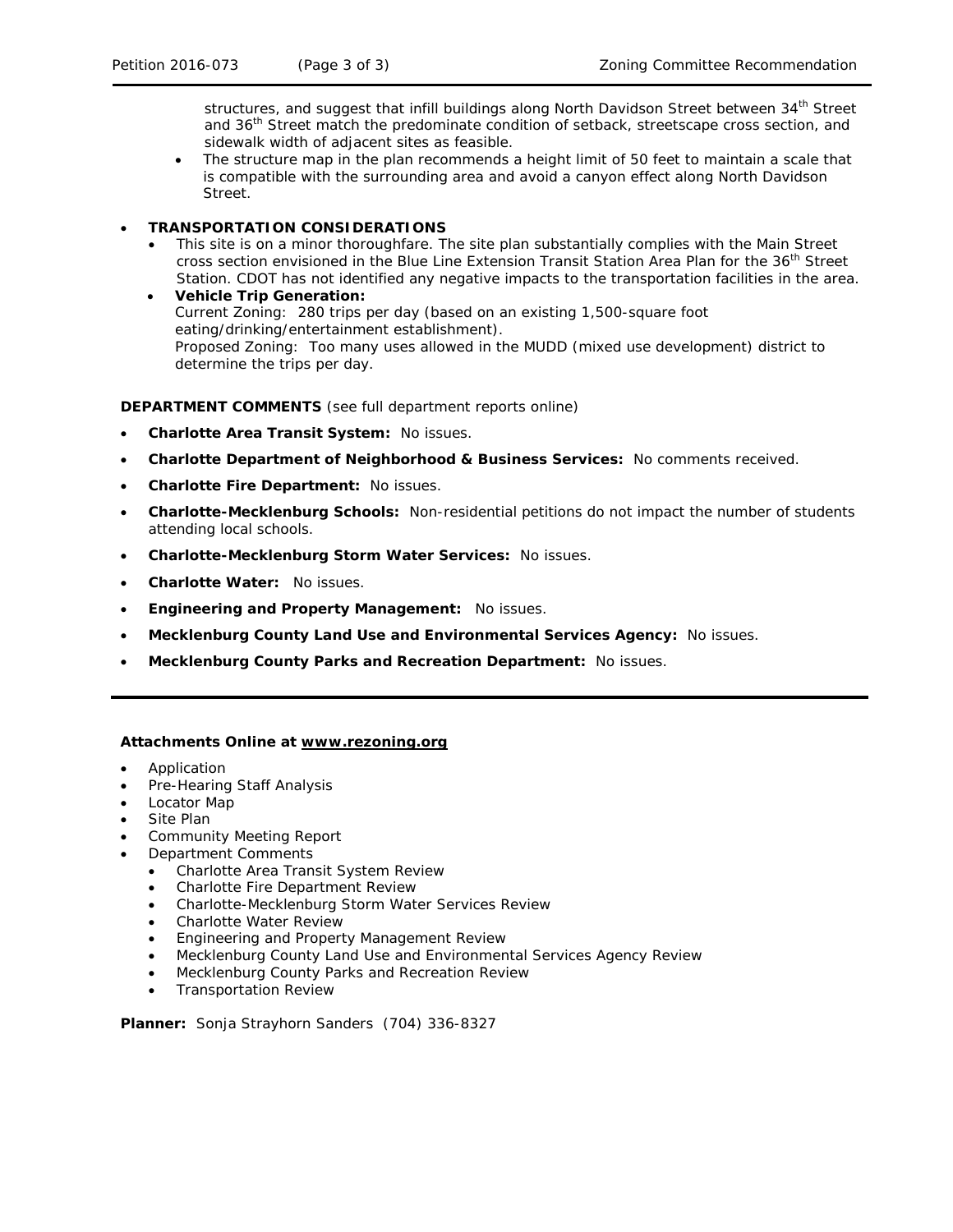structures, and suggest that infill buildings along North Davidson Street between 34th Street and 36th Street match the predominate condition of setback, streetscape cross section, and sidewalk width of adjacent sites as feasible.

- The structure map in the plan recommends a height limit of 50 feet to maintain a scale that is compatible with the surrounding area and avoid a canyon effect along North Davidson Street.

- **TRANSPORTATION CONSIDERATIONS**
  - This site is on a minor thoroughfare. The site plan substantially complies with the Main Street cross section envisioned in the Blue Line Extension Transit Station Area Plan for the 36th Street Station. CDOT has not identified any negative impacts to the transportation facilities in the area.
  - **Vehicle Trip Generation:**
    Current Zoning: 280 trips per day (based on an existing 1,500-square foot eating/drinking/entertainment establishment).
    Proposed Zoning: Too many uses allowed in the MUDD (mixed use development) district to determine the trips per day.

**DEPARTMENT COMMENTS** (see full department reports online)

- **Charlotte Area Transit System:** No issues.
- **Charlotte Department of Neighborhood & Business Services:** No comments received.
- **Charlotte Fire Department:** No issues.
- **Charlotte-Mecklenburg Schools:** Non-residential petitions do not impact the number of students attending local schools.
- **Charlotte-Mecklenburg Storm Water Services:** No issues.
- **Charlotte Water:** No issues.
- **Engineering and Property Management:** No issues.
- **Mecklenburg County Land Use and Environmental Services Agency:** No issues.
- **Mecklenburg County Parks and Recreation Department:** No issues.

---

**Attachments Online at www.rezoning.org**

- Application
- Pre-Hearing Staff Analysis
- Locator Map
- Site Plan
- Community Meeting Report
- Department Comments
  - Charlotte Area Transit System Review
  - Charlotte Fire Department Review
  - Charlotte-Mecklenburg Storm Water Services Review
  - Charlotte Water Review
  - Engineering and Property Management Review
  - Mecklenburg County Land Use and Environmental Services Agency Review
  - Mecklenburg County Parks and Recreation Review
  - Transportation Review

**Planner:** Sonja Strayhorn Sanders (704) 336-8327